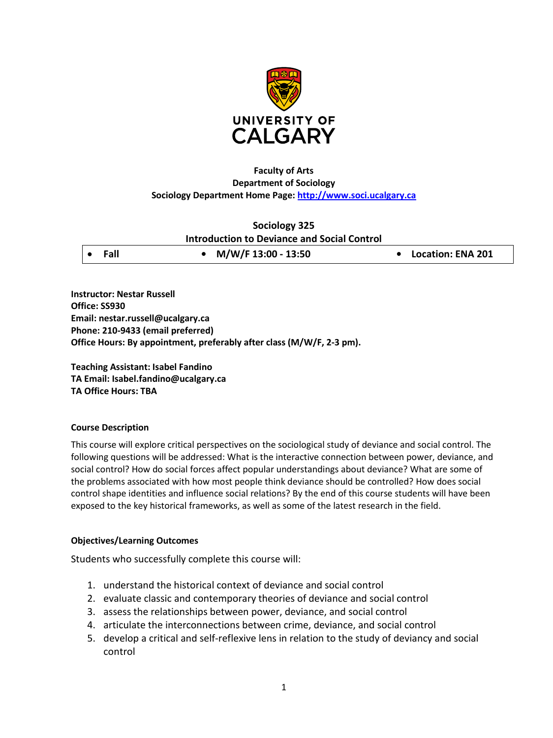UNIVERSITY OF CALGARY

**Faculty of Arts**
**Department of Sociology**
**Sociology Department Home Page: [http://www.soci.ucalgary.ca](http://www.soci.ucalgary.ca)**

# Sociology 325
## Introduction to Deviance and Social Control

| • Fall | • M/W/F 13:00 - 13:50 | • Location: ENA 201 |
|---|---|---|

**Instructor: Nestar Russell**
**Office: SS930**
**Email: nestar.russell@ucalgary.ca**
**Phone: 210-9433 (email preferred)**
**Office Hours: By appointment, preferably after class (M/W/F, 2-3 pm).**

**Teaching Assistant: Isabel Fandino**
**TA Email: Isabel.fandino@ucalgary.ca**
**TA Office Hours: TBA**

### Course Description

This course will explore critical perspectives on the sociological study of deviance and social control. The following questions will be addressed: What is the interactive connection between power, deviance, and social control? How do social forces affect popular understandings about deviance? What are some of the problems associated with how most people think deviance should be controlled? How does social control shape identities and influence social relations? By the end of this course students will have been exposed to the key historical frameworks, as well as some of the latest research in the field.

### Objectives/Learning Outcomes

Students who successfully complete this course will:

1. understand the historical context of deviance and social control
2. evaluate classic and contemporary theories of deviance and social control
3. assess the relationships between power, deviance, and social control
4. articulate the interconnections between crime, deviance, and social control
5. develop a critical and self-reflexive lens in relation to the study of deviancy and social control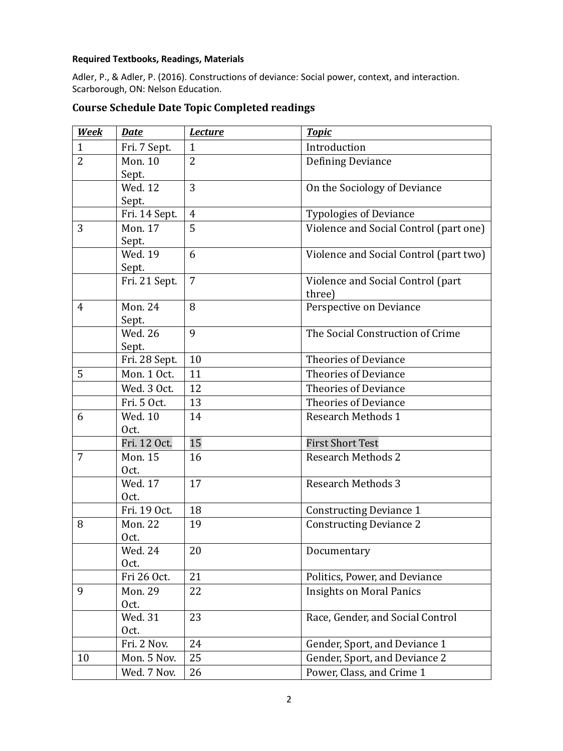**Required Textbooks, Readings, Materials**

Adler, P., & Adler, P. (2016). Constructions of deviance: Social power, context, and interaction. Scarborough, ON: Nelson Education.

## Course Schedule Date Topic Completed readings

| ***Week*** | ***Date*** | ***Lecture*** | ***Topic*** |
|---|---|---|---|
| 1 | Fri. 7 Sept. | 1 | Introduction |
| 2 | Mon. 10 Sept. | 2 | Defining Deviance |
| | Wed. 12 Sept. | 3 | On the Sociology of Deviance |
| | Fri. 14 Sept. | 4 | Typologies of Deviance |
| 3 | Mon. 17 Sept. | 5 | Violence and Social Control (part one) |
| | Wed. 19 Sept. | 6 | Violence and Social Control (part two) |
| | Fri. 21 Sept. | 7 | Violence and Social Control (part three) |
| 4 | Mon. 24 Sept. | 8 | Perspective on Deviance |
| | Wed. 26 Sept. | 9 | The Social Construction of Crime |
| | Fri. 28 Sept. | 10 | Theories of Deviance |
| 5 | Mon. 1 Oct. | 11 | Theories of Deviance |
| | Wed. 3 Oct. | 12 | Theories of Deviance |
| | Fri. 5 Oct. | 13 | Theories of Deviance |
| 6 | Wed. 10 Oct. | 14 | Research Methods 1 |
| | Fri. 12 Oct. | 15 | First Short Test |
| 7 | Mon. 15 Oct. | 16 | Research Methods 2 |
| | Wed. 17 Oct. | 17 | Research Methods 3 |
| | Fri. 19 Oct. | 18 | Constructing Deviance 1 |
| 8 | Mon. 22 Oct. | 19 | Constructing Deviance 2 |
| | Wed. 24 Oct. | 20 | Documentary |
| | Fri 26 Oct. | 21 | Politics, Power, and Deviance |
| 9 | Mon. 29 Oct. | 22 | Insights on Moral Panics |
| | Wed. 31 Oct. | 23 | Race, Gender, and Social Control |
| | Fri. 2 Nov. | 24 | Gender, Sport, and Deviance 1 |
| 10 | Mon. 5 Nov. | 25 | Gender, Sport, and Deviance 2 |
| | Wed. 7 Nov. | 26 | Power, Class, and Crime 1 |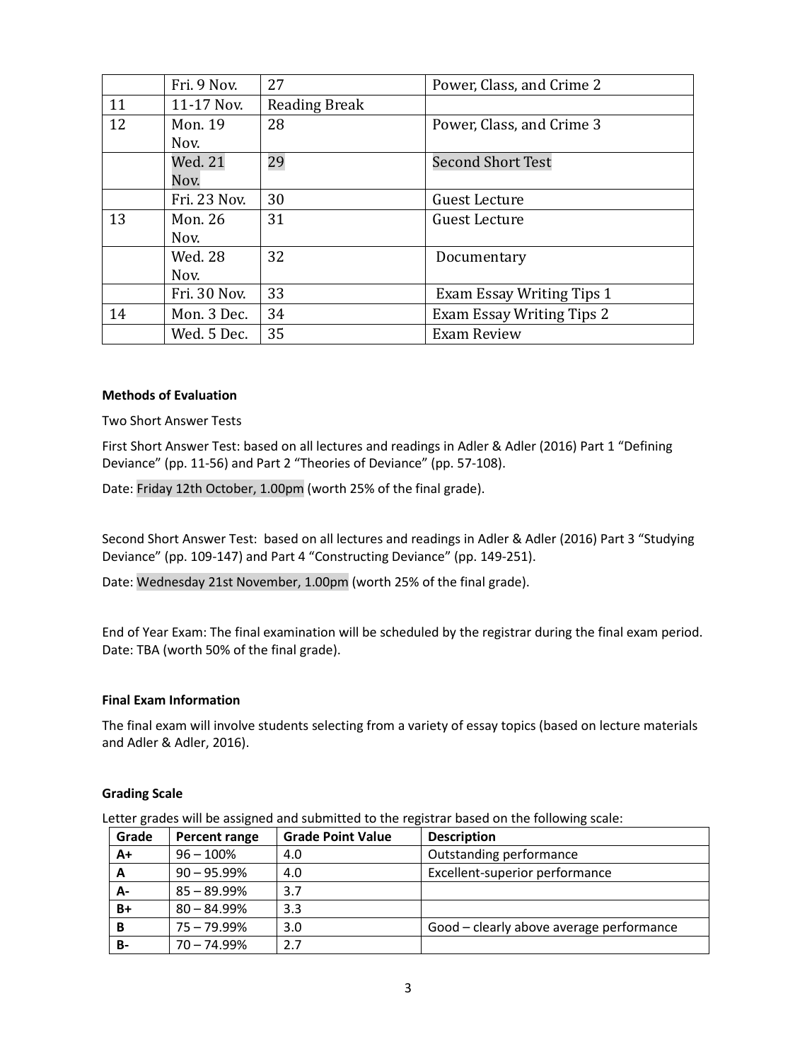| | | | |
|---|---|---|---|
| | Fri. 9 Nov. | 27 | Power, Class, and Crime 2 |
| 11 | 11-17 Nov. | Reading Break | |
| 12 | Mon. 19 Nov. | 28 | Power, Class, and Crime 3 |
| | Wed. 21 Nov. | 29 | Second Short Test |
| | Fri. 23 Nov. | 30 | Guest Lecture |
| 13 | Mon. 26 Nov. | 31 | Guest Lecture |
| | Wed. 28 Nov. | 32 | Documentary |
| | Fri. 30 Nov. | 33 | Exam Essay Writing Tips 1 |
| 14 | Mon. 3 Dec. | 34 | Exam Essay Writing Tips 2 |
| | Wed. 5 Dec. | 35 | Exam Review |

**Methods of Evaluation**

Two Short Answer Tests

First Short Answer Test: based on all lectures and readings in Adler & Adler (2016) Part 1 "Defining Deviance" (pp. 11-56) and Part 2 "Theories of Deviance" (pp. 57-108).

Date: Friday 12th October, 1.00pm (worth 25% of the final grade).

Second Short Answer Test: based on all lectures and readings in Adler & Adler (2016) Part 3 "Studying Deviance" (pp. 109-147) and Part 4 "Constructing Deviance" (pp. 149-251).

Date: Wednesday 21st November, 1.00pm (worth 25% of the final grade).

End of Year Exam: The final examination will be scheduled by the registrar during the final exam period. Date: TBA (worth 50% of the final grade).

**Final Exam Information**

The final exam will involve students selecting from a variety of essay topics (based on lecture materials and Adler & Adler, 2016).

**Grading Scale**

Letter grades will be assigned and submitted to the registrar based on the following scale:

| Grade | Percent range | Grade Point Value | Description |
|---|---|---|---|
| A+ | 96 – 100% | 4.0 | Outstanding performance |
| A | 90 – 95.99% | 4.0 | Excellent-superior performance |
| A- | 85 – 89.99% | 3.7 | |
| B+ | 80 – 84.99% | 3.3 | |
| B | 75 – 79.99% | 3.0 | Good – clearly above average performance |
| B- | 70 – 74.99% | 2.7 | |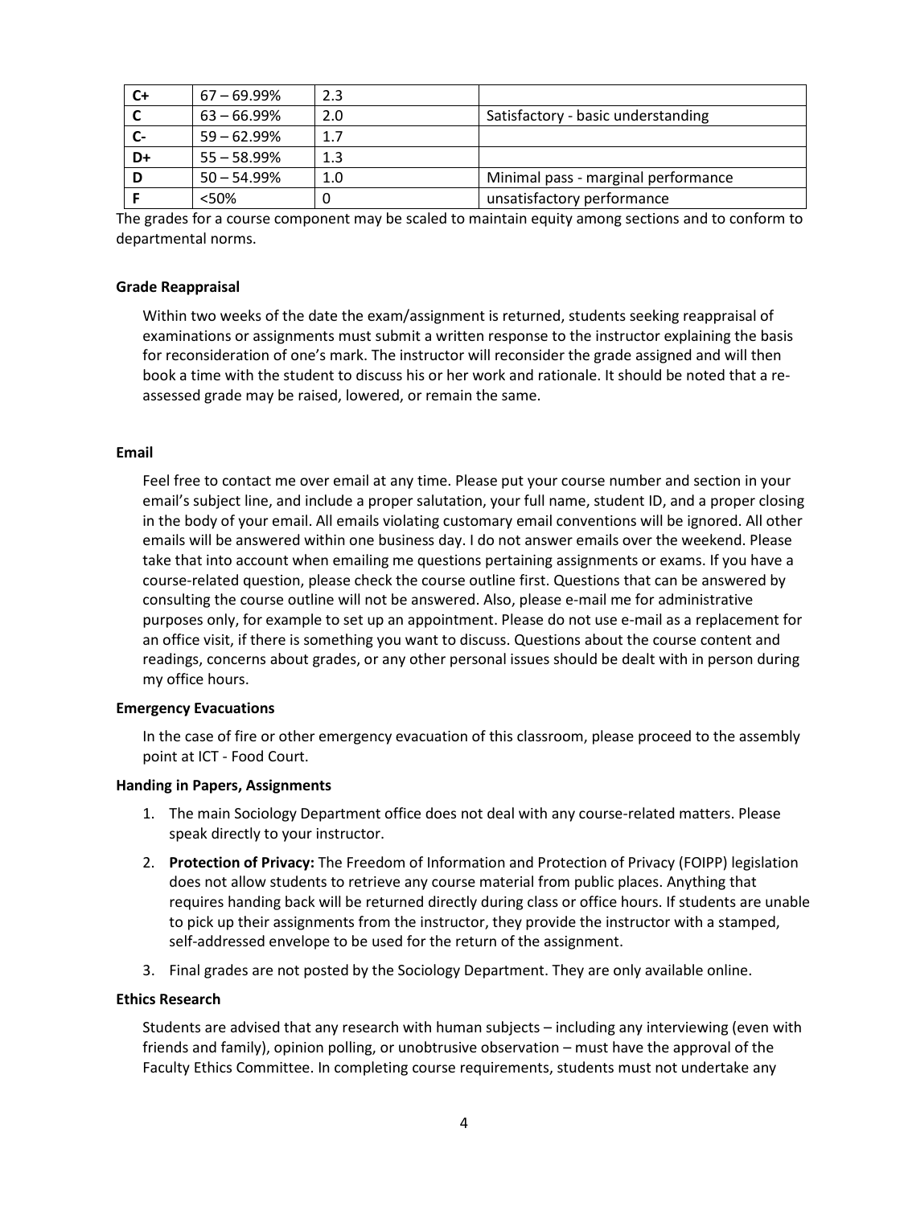| C+ | 67 – 69.99% | 2.3 | |
|---|---|---|---|
| C | 63 – 66.99% | 2.0 | Satisfactory - basic understanding |
| C- | 59 – 62.99% | 1.7 | |
| D+ | 55 – 58.99% | 1.3 | |
| D | 50 – 54.99% | 1.0 | Minimal pass - marginal performance |
| F | <50% | 0 | unsatisfactory performance |

The grades for a course component may be scaled to maintain equity among sections and to conform to departmental norms.

**Grade Reappraisal**

Within two weeks of the date the exam/assignment is returned, students seeking reappraisal of examinations or assignments must submit a written response to the instructor explaining the basis for reconsideration of one's mark. The instructor will reconsider the grade assigned and will then book a time with the student to discuss his or her work and rationale. It should be noted that a re-assessed grade may be raised, lowered, or remain the same.

**Email**

Feel free to contact me over email at any time. Please put your course number and section in your email's subject line, and include a proper salutation, your full name, student ID, and a proper closing in the body of your email. All emails violating customary email conventions will be ignored. All other emails will be answered within one business day. I do not answer emails over the weekend. Please take that into account when emailing me questions pertaining assignments or exams. If you have a course-related question, please check the course outline first. Questions that can be answered by consulting the course outline will not be answered. Also, please e-mail me for administrative purposes only, for example to set up an appointment. Please do not use e-mail as a replacement for an office visit, if there is something you want to discuss. Questions about the course content and readings, concerns about grades, or any other personal issues should be dealt with in person during my office hours.

**Emergency Evacuations**

In the case of fire or other emergency evacuation of this classroom, please proceed to the assembly point at ICT - Food Court.

**Handing in Papers, Assignments**

1. The main Sociology Department office does not deal with any course-related matters. Please speak directly to your instructor.
2. **Protection of Privacy:** The Freedom of Information and Protection of Privacy (FOIPP) legislation does not allow students to retrieve any course material from public places. Anything that requires handing back will be returned directly during class or office hours. If students are unable to pick up their assignments from the instructor, they provide the instructor with a stamped, self-addressed envelope to be used for the return of the assignment.
3. Final grades are not posted by the Sociology Department. They are only available online.

**Ethics Research**

Students are advised that any research with human subjects – including any interviewing (even with friends and family), opinion polling, or unobtrusive observation – must have the approval of the Faculty Ethics Committee. In completing course requirements, students must not undertake any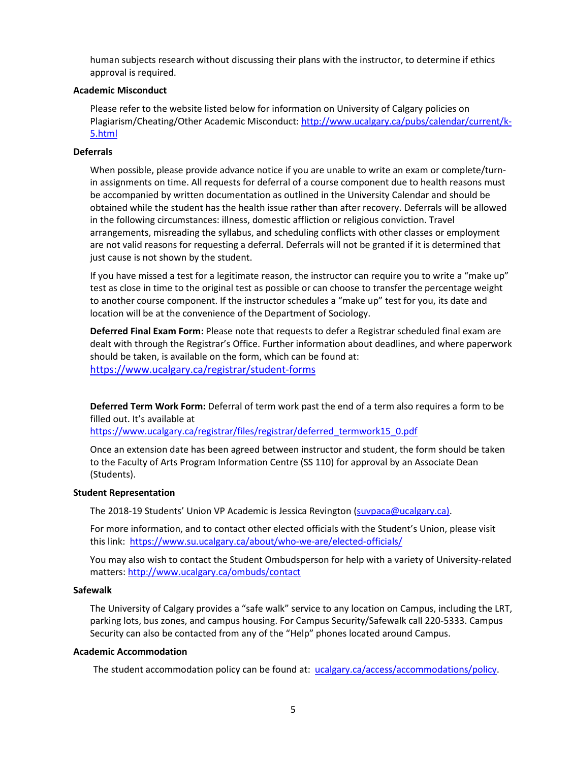human subjects research without discussing their plans with the instructor, to determine if ethics approval is required.

**Academic Misconduct**

Please refer to the website listed below for information on University of Calgary policies on Plagiarism/Cheating/Other Academic Misconduct: http://www.ucalgary.ca/pubs/calendar/current/k-5.html

**Deferrals**

When possible, please provide advance notice if you are unable to write an exam or complete/turn-in assignments on time. All requests for deferral of a course component due to health reasons must be accompanied by written documentation as outlined in the University Calendar and should be obtained while the student has the health issue rather than after recovery. Deferrals will be allowed in the following circumstances: illness, domestic affliction or religious conviction. Travel arrangements, misreading the syllabus, and scheduling conflicts with other classes or employment are not valid reasons for requesting a deferral. Deferrals will not be granted if it is determined that just cause is not shown by the student.

If you have missed a test for a legitimate reason, the instructor can require you to write a "make up" test as close in time to the original test as possible or can choose to transfer the percentage weight to another course component. If the instructor schedules a "make up" test for you, its date and location will be at the convenience of the Department of Sociology.

**Deferred Final Exam Form:** Please note that requests to defer a Registrar scheduled final exam are dealt with through the Registrar's Office. Further information about deadlines, and where paperwork should be taken, is available on the form, which can be found at: https://www.ucalgary.ca/registrar/student-forms

**Deferred Term Work Form:** Deferral of term work past the end of a term also requires a form to be filled out. It's available at https://www.ucalgary.ca/registrar/files/registrar/deferred_termwork15_0.pdf

Once an extension date has been agreed between instructor and student, the form should be taken to the Faculty of Arts Program Information Centre (SS 110) for approval by an Associate Dean (Students).

**Student Representation**

The 2018-19 Students' Union VP Academic is Jessica Revington (suvpaca@ucalgary.ca).

For more information, and to contact other elected officials with the Student's Union, please visit this link: https://www.su.ucalgary.ca/about/who-we-are/elected-officials/

You may also wish to contact the Student Ombudsperson for help with a variety of University-related matters: http://www.ucalgary.ca/ombuds/contact

**Safewalk**

The University of Calgary provides a "safe walk" service to any location on Campus, including the LRT, parking lots, bus zones, and campus housing. For Campus Security/Safewalk call 220-5333. Campus Security can also be contacted from any of the "Help" phones located around Campus.

**Academic Accommodation**

The student accommodation policy can be found at: ucalgary.ca/access/accommodations/policy.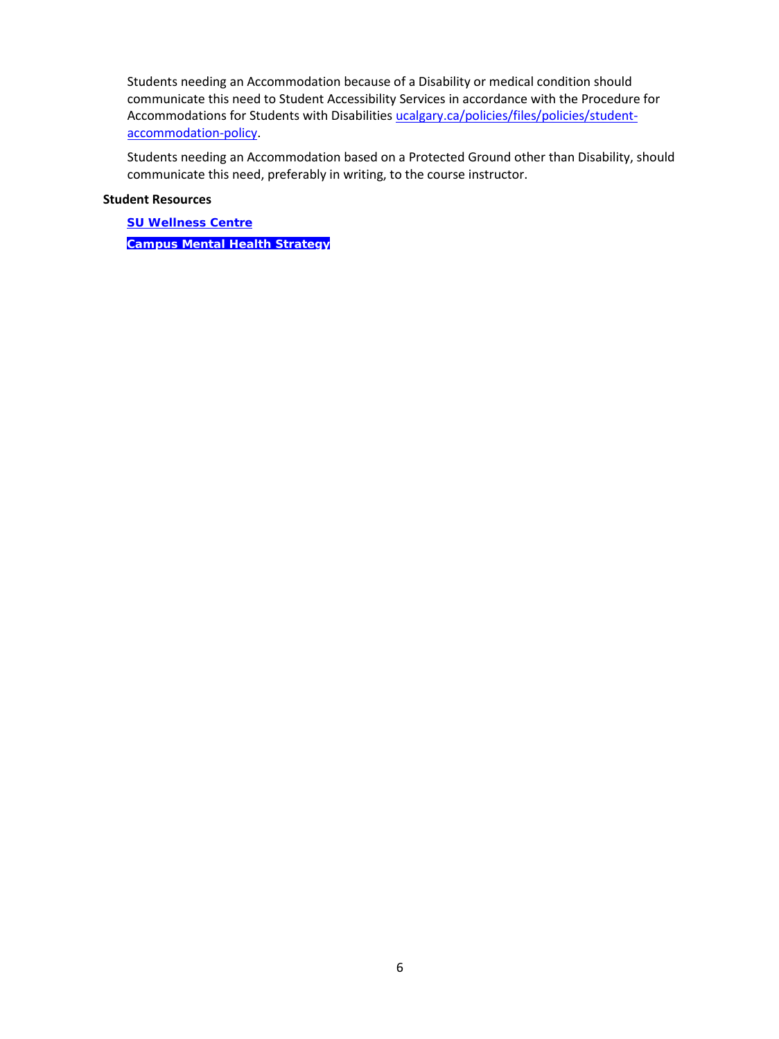Students needing an Accommodation because of a Disability or medical condition should communicate this need to Student Accessibility Services in accordance with the Procedure for Accommodations for Students with Disabilities [ucalgary.ca/policies/files/policies/student-accommodation-policy](ucalgary.ca/policies/files/policies/student-accommodation-policy).

Students needing an Accommodation based on a Protected Ground other than Disability, should communicate this need, preferably in writing, to the course instructor.

**Student Resources**

**SU Wellness Centre**

**Campus Mental Health Strategy**